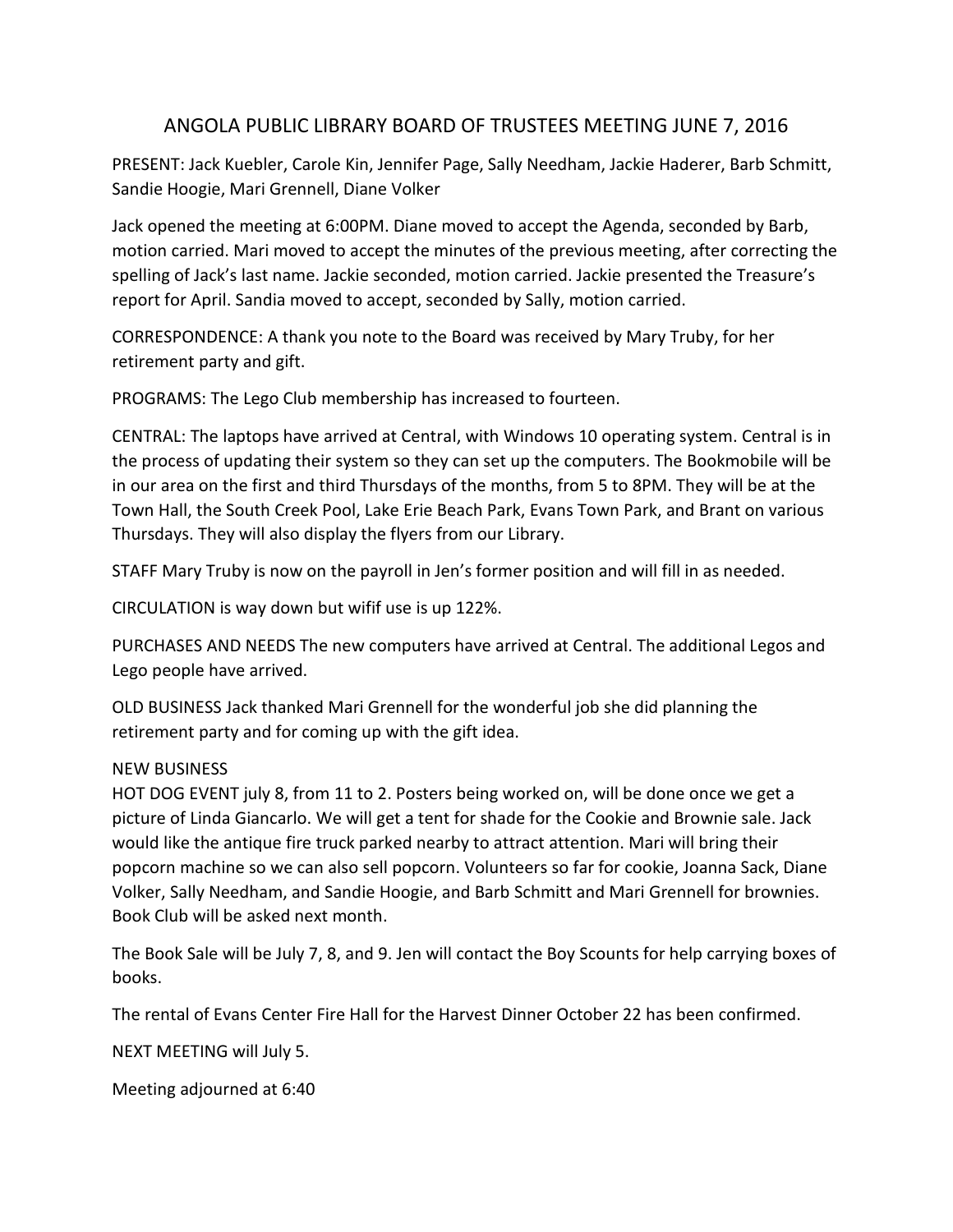# ANGOLA PUBLIC LIBRARY BOARD OF TRUSTEES MEETING JUNE 7, 2016

PRESENT: Jack Kuebler, Carole Kin, Jennifer Page, Sally Needham, Jackie Haderer, Barb Schmitt, Sandie Hoogie, Mari Grennell, Diane Volker

Jack opened the meeting at 6:00PM. Diane moved to accept the Agenda, seconded by Barb, motion carried. Mari moved to accept the minutes of the previous meeting, after correcting the spelling of Jack's last name. Jackie seconded, motion carried. Jackie presented the Treasure's report for April. Sandia moved to accept, seconded by Sally, motion carried.

CORRESPONDENCE: A thank you note to the Board was received by Mary Truby, for her retirement party and gift.

PROGRAMS: The Lego Club membership has increased to fourteen.

CENTRAL: The laptops have arrived at Central, with Windows 10 operating system. Central is in the process of updating their system so they can set up the computers. The Bookmobile will be in our area on the first and third Thursdays of the months, from 5 to 8PM. They will be at the Town Hall, the South Creek Pool, Lake Erie Beach Park, Evans Town Park, and Brant on various Thursdays. They will also display the flyers from our Library.

STAFF Mary Truby is now on the payroll in Jen's former position and will fill in as needed.

CIRCULATION is way down but wifif use is up 122%.

PURCHASES AND NEEDS The new computers have arrived at Central. The additional Legos and Lego people have arrived.

OLD BUSINESS Jack thanked Mari Grennell for the wonderful job she did planning the retirement party and for coming up with the gift idea.

NEW BUSINESS

HOT DOG EVENT july 8, from 11 to 2. Posters being worked on, will be done once we get a picture of Linda Giancarlo. We will get a tent for shade for the Cookie and Brownie sale. Jack would like the antique fire truck parked nearby to attract attention. Mari will bring their popcorn machine so we can also sell popcorn. Volunteers so far for cookie, Joanna Sack, Diane Volker, Sally Needham, and Sandie Hoogie, and Barb Schmitt and Mari Grennell for brownies. Book Club will be asked next month.

The Book Sale will be July 7, 8, and 9. Jen will contact the Boy Scounts for help carrying boxes of books.

The rental of Evans Center Fire Hall for the Harvest Dinner October 22 has been confirmed.

NEXT MEETING will July 5.

Meeting adjourned at 6:40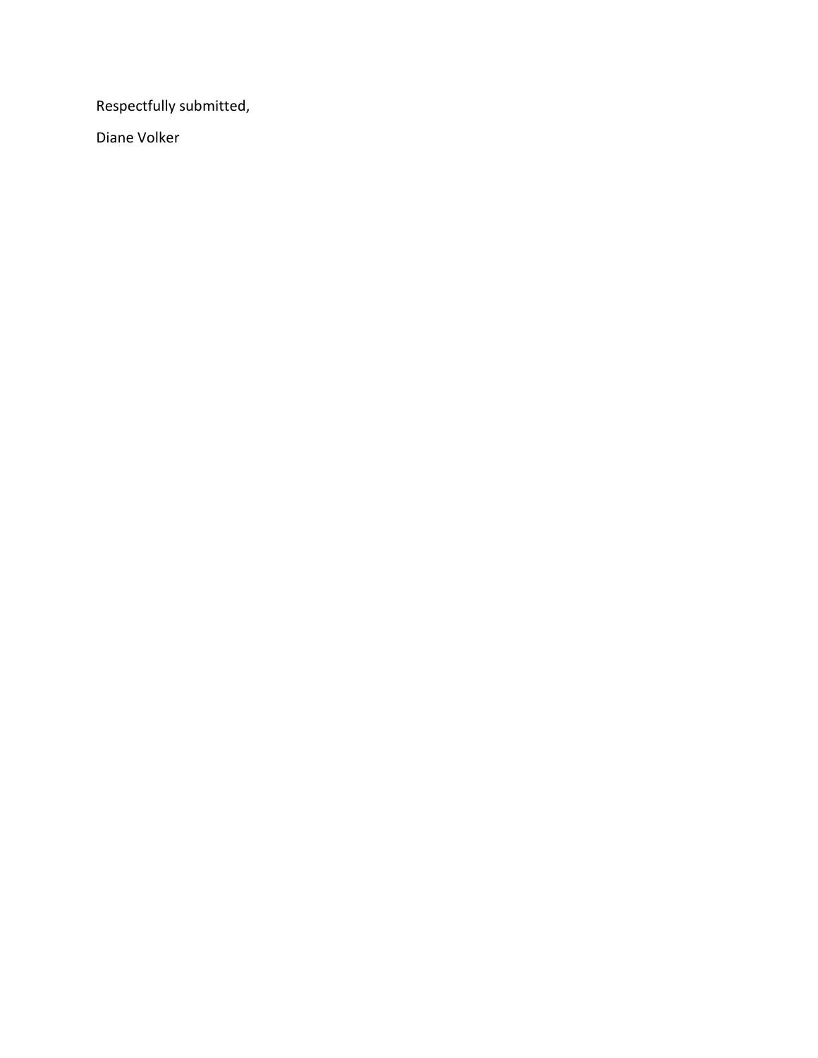Respectfully submitted,

Diane Volker